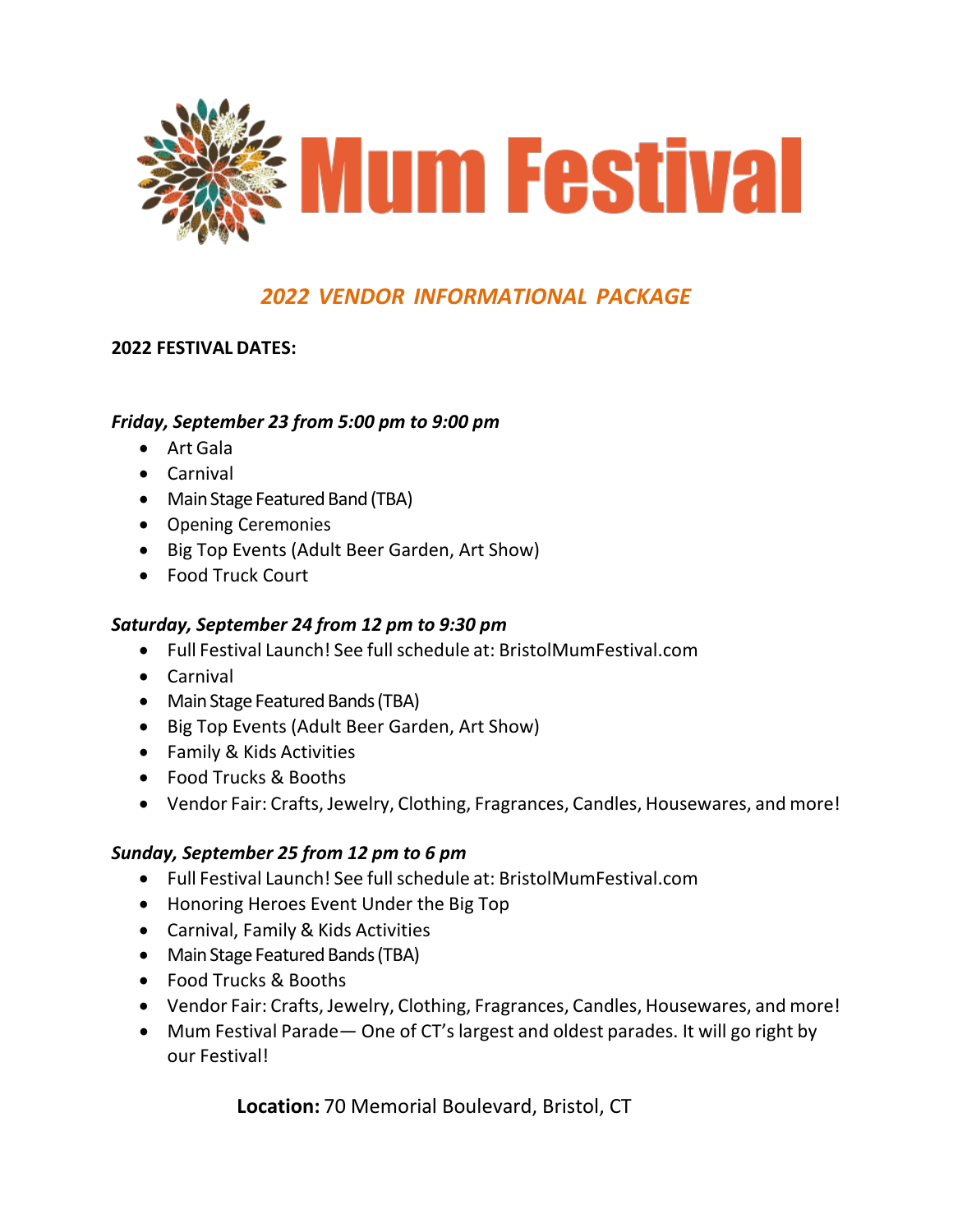# Mum Festival

## *2022 VENDOR INFORMATIONAL PACKAGE*

**2022 FESTIVAL DATES:**

***Friday, September 23 from 5:00 pm to 9:00 pm***

- Art Gala
- Carnival
- Main Stage Featured Band (TBA)
- Opening Ceremonies
- Big Top Events (Adult Beer Garden, Art Show)
- Food Truck Court

***Saturday, September 24 from 12 pm to 9:30 pm***

- Full Festival Launch! See full schedule at: BristolMumFestival.com
- Carnival
- Main Stage Featured Bands (TBA)
- Big Top Events (Adult Beer Garden, Art Show)
- Family & Kids Activities
- Food Trucks & Booths
- Vendor Fair: Crafts, Jewelry, Clothing, Fragrances, Candles, Housewares, and more!

***Sunday, September 25 from 12 pm to 6 pm***

- Full Festival Launch! See full schedule at: BristolMumFestival.com
- Honoring Heroes Event Under the Big Top
- Carnival, Family & Kids Activities
- Main Stage Featured Bands (TBA)
- Food Trucks & Booths
- Vendor Fair: Crafts, Jewelry, Clothing, Fragrances, Candles, Housewares, and more!
- Mum Festival Parade— One of CT's largest and oldest parades. It will go right by our Festival!

**Location:** 70 Memorial Boulevard, Bristol, CT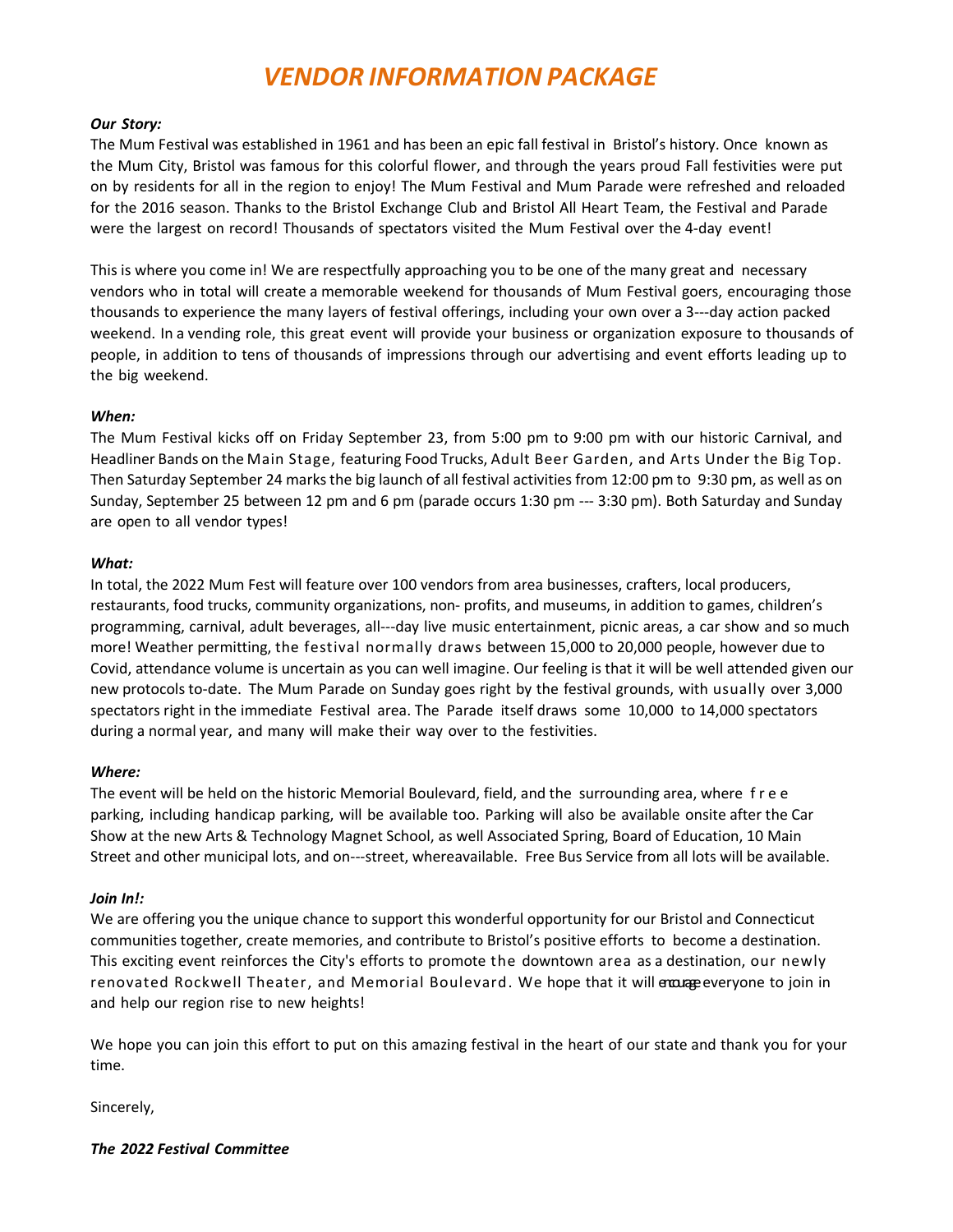# *VENDOR INFORMATION PACKAGE*

***Our Story:***

The Mum Festival was established in 1961 and has been an epic fall festival in Bristol's history. Once known as the Mum City, Bristol was famous for this colorful flower, and through the years proud Fall festivities were put on by residents for all in the region to enjoy! The Mum Festival and Mum Parade were refreshed and reloaded for the 2016 season. Thanks to the Bristol Exchange Club and Bristol All Heart Team, the Festival and Parade were the largest on record! Thousands of spectators visited the Mum Festival over the 4-day event!

This is where you come in! We are respectfully approaching you to be one of the many great and necessary vendors who in total will create a memorable weekend for thousands of Mum Festival goers, encouraging those thousands to experience the many layers of festival offerings, including your own over a 3---day action packed weekend. In a vending role, this great event will provide your business or organization exposure to thousands of people, in addition to tens of thousands of impressions through our advertising and event efforts leading up to the big weekend.

***When:***

The Mum Festival kicks off on Friday September 23, from 5:00 pm to 9:00 pm with our historic Carnival, and Headliner Bands on the Main Stage, featuring Food Trucks, Adult Beer Garden, and Arts Under the Big Top. Then Saturday September 24 marks the big launch of all festival activities from 12:00 pm to 9:30 pm, as well as on Sunday, September 25 between 12 pm and 6 pm (parade occurs 1:30 pm --- 3:30 pm). Both Saturday and Sunday are open to all vendor types!

***What:***

In total, the 2022 Mum Fest will feature over 100 vendors from area businesses, crafters, local producers, restaurants, food trucks, community organizations, non- profits, and museums, in addition to games, children's programming, carnival, adult beverages, all---day live music entertainment, picnic areas, a car show and so much more! Weather permitting, the festival normally draws between 15,000 to 20,000 people, however due to Covid, attendance volume is uncertain as you can well imagine. Our feeling is that it will be well attended given our new protocols to-date. The Mum Parade on Sunday goes right by the festival grounds, with usually over 3,000 spectators right in the immediate Festival area. The Parade itself draws some 10,000 to 14,000 spectators during a normal year, and many will make their way over to the festivities.

***Where:***

The event will be held on the historic Memorial Boulevard, field, and the surrounding area, where free parking, including handicap parking, will be available too. Parking will also be available onsite after the Car Show at the new Arts & Technology Magnet School, as well Associated Spring, Board of Education, 10 Main Street and other municipal lots, and on---street, whereavailable. Free Bus Service from all lots will be available.

***Join In!:***

We are offering you the unique chance to support this wonderful opportunity for our Bristol and Connecticut communities together, create memories, and contribute to Bristol's positive efforts to become a destination. This exciting event reinforces the City's efforts to promote the downtown area as a destination, our newly renovated Rockwell Theater, and Memorial Boulevard. We hope that it will encourage everyone to join in and help our region rise to new heights!

We hope you can join this effort to put on this amazing festival in the heart of our state and thank you for your time.

Sincerely,

***The 2022 Festival Committee***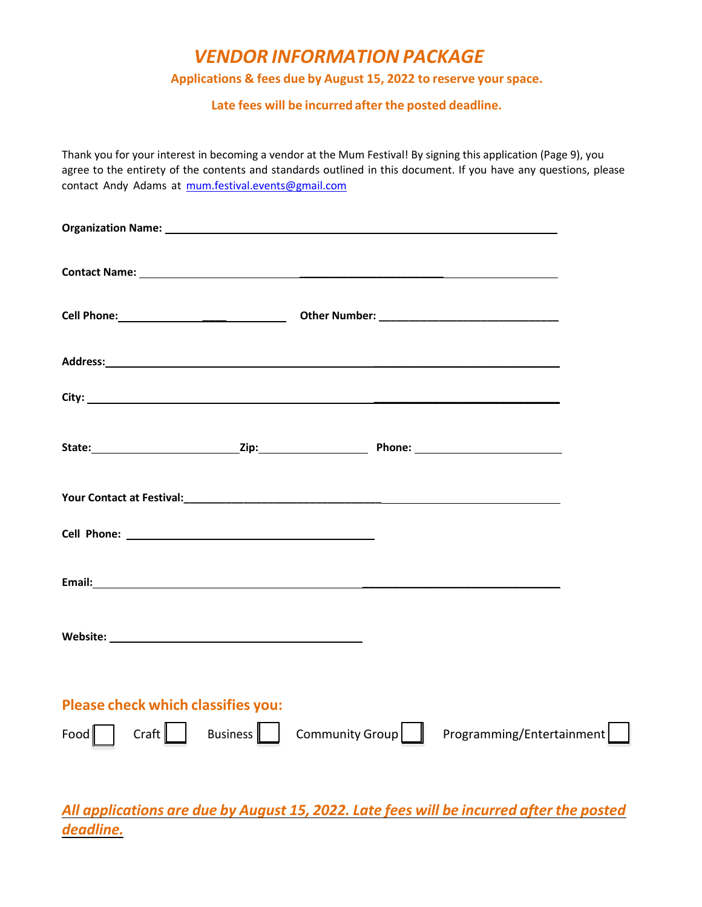# *VENDOR INFORMATION PACKAGE*

**Applications & fees due by August 15, 2022 to reserve your space.**

**Late fees will be incurred after the posted deadline.**

Thank you for your interest in becoming a vendor at the Mum Festival! By signing this application (Page 9), you agree to the entirety of the contents and standards outlined in this document. If you have any questions, please contact Andy Adams at mum.festival.events@gmail.com

**Organization Name:** ______________________________________________

**Contact Name:** ______________________________________________

**Cell Phone:** ____________________ **Other Number:** ____________________

**Address:** ______________________________________________

**City:** ______________________________________________

**State:** ______________ **Zip:** ____________ **Phone:** ______________

**Your Contact at Festival:** ______________________________________________

**Cell Phone:** ______________________________

**Email:** ______________________________________________

**Website:** ______________________________

## Please check which classifies you:

Food ☐ Craft ☐ Business ☐ Community Group ☐ Programming/Entertainment ☐

***All applications are due by August 15, 2022. Late fees will be incurred after the posted deadline.***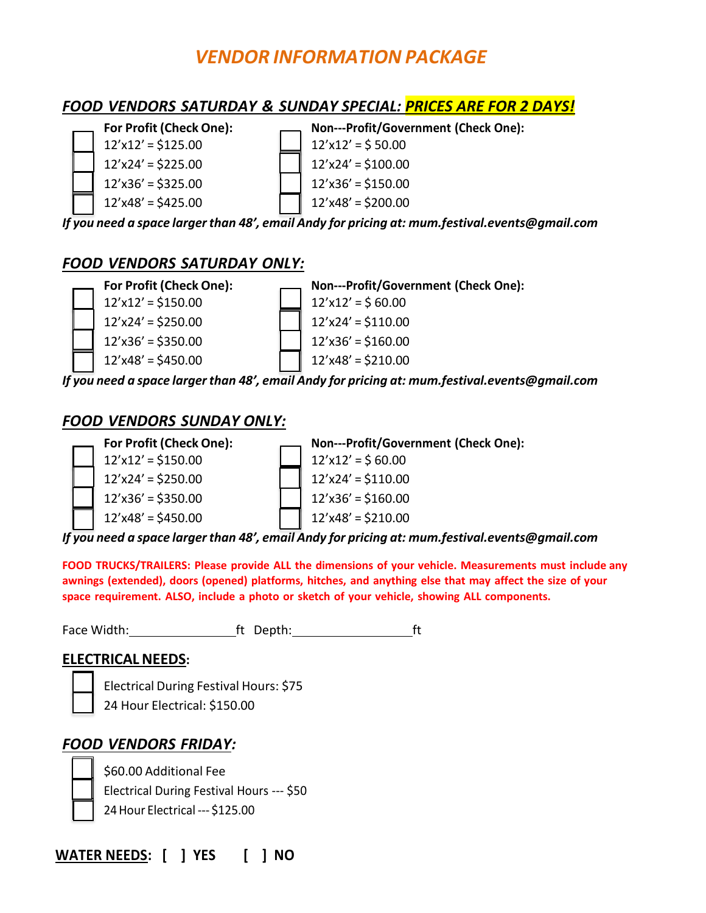# *VENDOR INFORMATION PACKAGE*

## *FOOD VENDORS SATURDAY & SUNDAY SPECIAL:* ***PRICES ARE FOR 2 DAYS!***

| For Profit (Check One): | Non---Profit/Government (Check One): |
|---|---|
| [ ] 12'x12' = $125.00 | [ ] 12'x12' = $ 50.00 |
| [ ] 12'x24' = $225.00 | [ ] 12'x24' = $100.00 |
| [ ] 12'x36' = $325.00 | [ ] 12'x36' = $150.00 |
| [ ] 12'x48' = $425.00 | [ ] 12'x48' = $200.00 |

***If you need a space larger than 48', email Andy for pricing at: mum.festival.events@gmail.com***

## *FOOD VENDORS SATURDAY ONLY:*

| For Profit (Check One): | Non---Profit/Government (Check One): |
|---|---|
| [ ] 12'x12' = $150.00 | [ ] 12'x12' = $ 60.00 |
| [ ] 12'x24' = $250.00 | [ ] 12'x24' = $110.00 |
| [ ] 12'x36' = $350.00 | [ ] 12'x36' = $160.00 |
| [ ] 12'x48' = $450.00 | [ ] 12'x48' = $210.00 |

***If you need a space larger than 48', email Andy for pricing at: mum.festival.events@gmail.com***

## *FOOD VENDORS SUNDAY ONLY:*

| For Profit (Check One): | Non---Profit/Government (Check One): |
|---|---|
| [ ] 12'x12' = $150.00 | [ ] 12'x12' = $ 60.00 |
| [ ] 12'x24' = $250.00 | [ ] 12'x24' = $110.00 |
| [ ] 12'x36' = $350.00 | [ ] 12'x36' = $160.00 |
| [ ] 12'x48' = $450.00 | [ ] 12'x48' = $210.00 |

***If you need a space larger than 48', email Andy for pricing at: mum.festival.events@gmail.com***

**FOOD TRUCKS/TRAILERS: Please provide ALL the dimensions of your vehicle. Measurements must include any awnings (extended), doors (opened) platforms, hitches, and anything else that may affect the size of your space requirement. ALSO, include a photo or sketch of your vehicle, showing ALL components.**

Face Width:________________ft Depth:__________________ft

## **ELECTRICAL NEEDS:**

[ ] Electrical During Festival Hours: $75

[ ] 24 Hour Electrical: $150.00

## *FOOD VENDORS FRIDAY:*

[ ] $60.00 Additional Fee

[ ] Electrical During Festival Hours --- $50

[ ] 24 Hour Electrical --- $125.00

**WATER NEEDS: [ ] YES [ ] NO**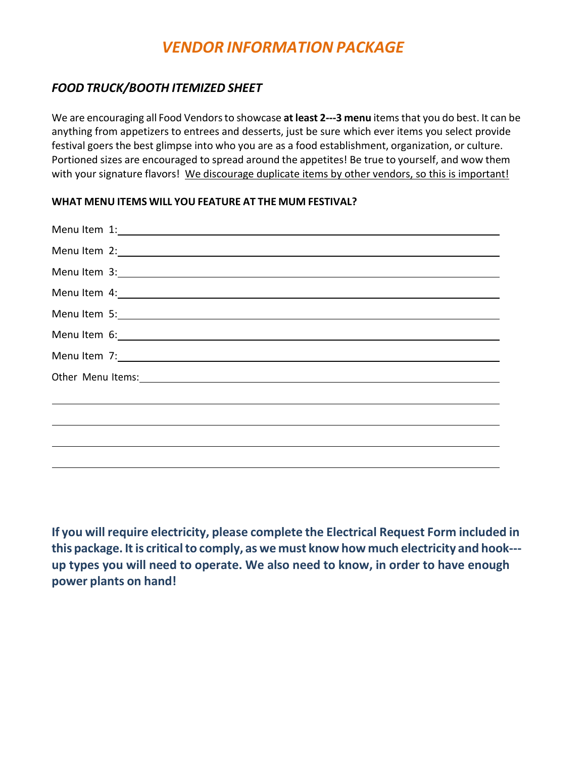# *VENDOR INFORMATION PACKAGE*

## *FOOD TRUCK/BOOTH ITEMIZED SHEET*

We are encouraging all Food Vendors to showcase **at least 2---3 menu** items that you do best. It can be anything from appetizers to entrees and desserts, just be sure which ever items you select provide festival goers the best glimpse into who you are as a food establishment, organization, or culture. Portioned sizes are encouraged to spread around the appetites! Be true to yourself, and wow them with your signature flavors! <u>We discourage duplicate items by other vendors, so this is important!</u>

**WHAT MENU ITEMS WILL YOU FEATURE AT THE MUM FESTIVAL?**

Menu Item 1: ______________________________________________

Menu Item 2: ______________________________________________

Menu Item 3: ______________________________________________

Menu Item 4: ______________________________________________

Menu Item 5: ______________________________________________

Menu Item 6: ______________________________________________

Menu Item 7: ______________________________________________

Other Menu Items: __________________________________________

___________________________________________________________

___________________________________________________________

___________________________________________________________

___________________________________________________________

**If you will require electricity, please complete the Electrical Request Form included in this package. It is critical to comply, as we must know how much electricity and hook---up types you will need to operate. We also need to know, in order to have enough power plants on hand!**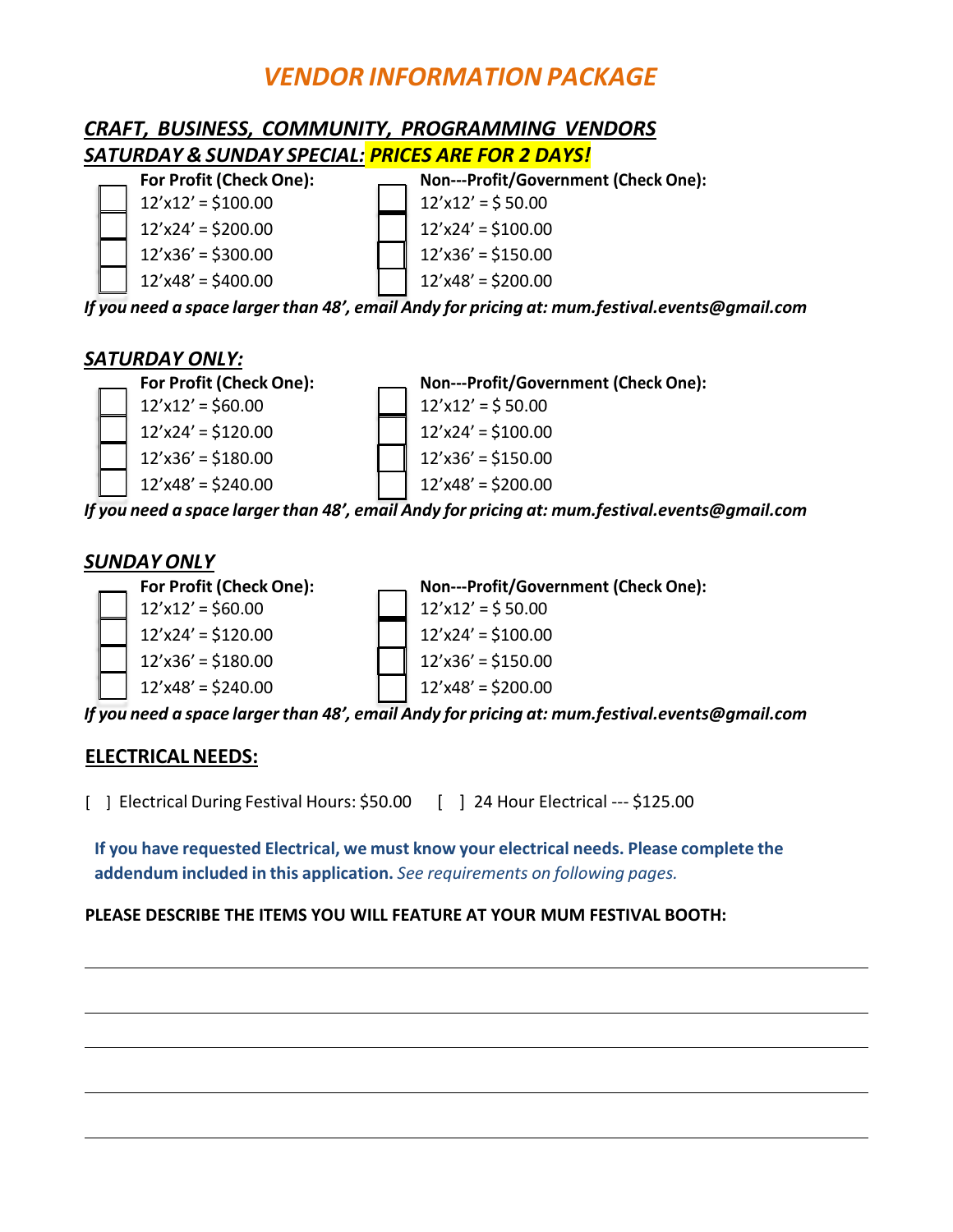# *VENDOR INFORMATION PACKAGE*

## ***CRAFT, BUSINESS, COMMUNITY, PROGRAMMING VENDORS***
## ***SATURDAY & SUNDAY SPECIAL: PRICES ARE FOR 2 DAYS!***

| For Profit (Check One): | Non---Profit/Government (Check One): |
|---|---|
| [ ] 12’x12’ = $100.00 | [ ] 12’x12’ = $ 50.00 |
| [ ] 12’x24’ = $200.00 | [ ] 12’x24’ = $100.00 |
| [ ] 12’x36’ = $300.00 | [ ] 12’x36’ = $150.00 |
| [ ] 12’x48’ = $400.00 | [ ] 12’x48’ = $200.00 |

***If you need a space larger than 48’, email Andy for pricing at: mum.festival.events@gmail.com***

## ***SATURDAY ONLY:***

| For Profit (Check One): | Non---Profit/Government (Check One): |
|---|---|
| [ ] 12’x12’ = $60.00 | [ ] 12’x12’ = $ 50.00 |
| [ ] 12’x24’ = $120.00 | [ ] 12’x24’ = $100.00 |
| [ ] 12’x36’ = $180.00 | [ ] 12’x36’ = $150.00 |
| [ ] 12’x48’ = $240.00 | [ ] 12’x48’ = $200.00 |

***If you need a space larger than 48’, email Andy for pricing at: mum.festival.events@gmail.com***

## ***SUNDAY ONLY***

| For Profit (Check One): | Non---Profit/Government (Check One): |
|---|---|
| [ ] 12’x12’ = $60.00 | [ ] 12’x12’ = $ 50.00 |
| [ ] 12’x24’ = $120.00 | [ ] 12’x24’ = $100.00 |
| [ ] 12’x36’ = $180.00 | [ ] 12’x36’ = $150.00 |
| [ ] 12’x48’ = $240.00 | [ ] 12’x48’ = $200.00 |

***If you need a space larger than 48’, email Andy for pricing at: mum.festival.events@gmail.com***

## **ELECTRICAL NEEDS:**

[ ] Electrical During Festival Hours: $50.00 [ ] 24 Hour Electrical --- $125.00

**If you have requested Electrical, we must know your electrical needs. Please complete the addendum included in this application.** *See requirements on following pages.*

**PLEASE DESCRIBE THE ITEMS YOU WILL FEATURE AT YOUR MUM FESTIVAL BOOTH:**

\_\_\_\_\_\_\_\_\_\_\_\_\_\_\_\_\_\_\_\_\_\_\_\_\_\_\_\_\_\_\_\_\_\_\_\_\_\_\_\_\_\_\_\_\_\_\_\_\_\_\_\_\_\_\_\_\_\_\_\_\_\_\_\_\_\_\_\_\_\_\_\_

\_\_\_\_\_\_\_\_\_\_\_\_\_\_\_\_\_\_\_\_\_\_\_\_\_\_\_\_\_\_\_\_\_\_\_\_\_\_\_\_\_\_\_\_\_\_\_\_\_\_\_\_\_\_\_\_\_\_\_\_\_\_\_\_\_\_\_\_\_\_\_\_

\_\_\_\_\_\_\_\_\_\_\_\_\_\_\_\_\_\_\_\_\_\_\_\_\_\_\_\_\_\_\_\_\_\_\_\_\_\_\_\_\_\_\_\_\_\_\_\_\_\_\_\_\_\_\_\_\_\_\_\_\_\_\_\_\_\_\_\_\_\_\_\_

\_\_\_\_\_\_\_\_\_\_\_\_\_\_\_\_\_\_\_\_\_\_\_\_\_\_\_\_\_\_\_\_\_\_\_\_\_\_\_\_\_\_\_\_\_\_\_\_\_\_\_\_\_\_\_\_\_\_\_\_\_\_\_\_\_\_\_\_\_\_\_\_

\_\_\_\_\_\_\_\_\_\_\_\_\_\_\_\_\_\_\_\_\_\_\_\_\_\_\_\_\_\_\_\_\_\_\_\_\_\_\_\_\_\_\_\_\_\_\_\_\_\_\_\_\_\_\_\_\_\_\_\_\_\_\_\_\_\_\_\_\_\_\_\_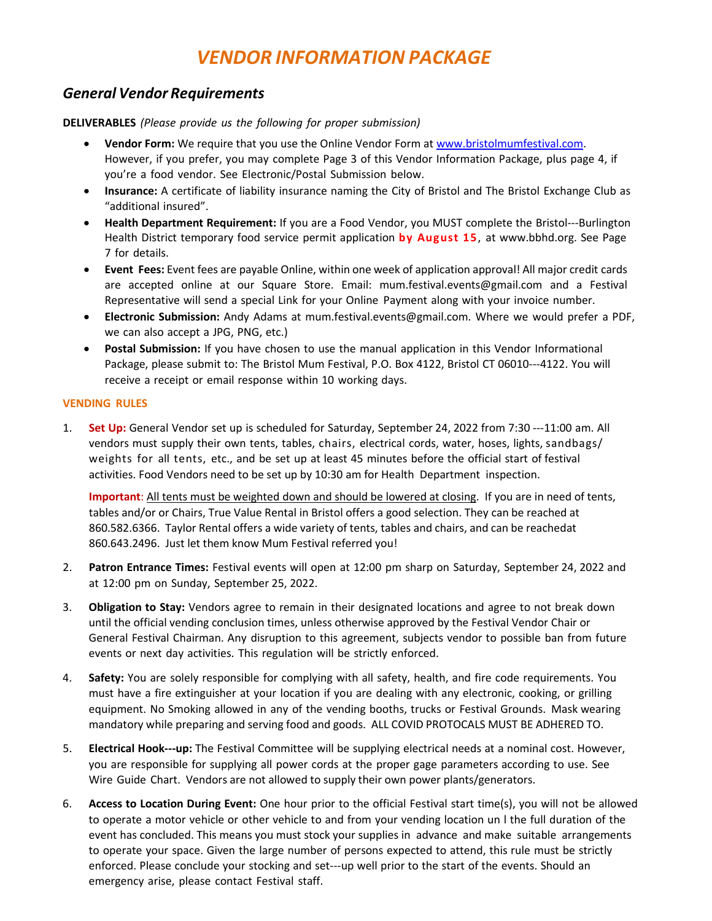# *VENDOR INFORMATION PACKAGE*

## *General Vendor Requirements*

**DELIVERABLES** *(Please provide us the following for proper submission)*

- **Vendor Form:** We require that you use the Online Vendor Form at www.bristolmumfestival.com. However, if you prefer, you may complete Page 3 of this Vendor Information Package, plus page 4, if you're a food vendor. See Electronic/Postal Submission below.
- **Insurance:** A certificate of liability insurance naming the City of Bristol and The Bristol Exchange Club as "additional insured".
- **Health Department Requirement:** If you are a Food Vendor, you MUST complete the Bristol---Burlington Health District temporary food service permit application **by August 15**, at www.bbhd.org. See Page 7 for details.
- **Event Fees:** Event fees are payable Online, within one week of application approval! All major credit cards are accepted online at our Square Store. Email: mum.festival.events@gmail.com and a Festival Representative will send a special Link for your Online Payment along with your invoice number.
- **Electronic Submission:** Andy Adams at mum.festival.events@gmail.com. Where we would prefer a PDF, we can also accept a JPG, PNG, etc.)
- **Postal Submission:** If you have chosen to use the manual application in this Vendor Informational Package, please submit to: The Bristol Mum Festival, P.O. Box 4122, Bristol CT 06010---4122. You will receive a receipt or email response within 10 working days.

**VENDING RULES**

1. **Set Up:** General Vendor set up is scheduled for Saturday, September 24, 2022 from 7:30 ---11:00 am. All vendors must supply their own tents, tables, chairs, electrical cords, water, hoses, lights, sandbags/ weights for all tents, etc., and be set up at least 45 minutes before the official start of festival activities. Food Vendors need to be set up by 10:30 am for Health Department inspection.

   **Important**: <u>All tents must be weighted down and should be lowered at closing</u>. If you are in need of tents, tables and/or or Chairs, True Value Rental in Bristol offers a good selection. They can be reached at 860.582.6366. Taylor Rental offers a wide variety of tents, tables and chairs, and can be reachedat 860.643.2496. Just let them know Mum Festival referred you!

2. **Patron Entrance Times:** Festival events will open at 12:00 pm sharp on Saturday, September 24, 2022 and at 12:00 pm on Sunday, September 25, 2022.

3. **Obligation to Stay:** Vendors agree to remain in their designated locations and agree to not break down until the official vending conclusion times, unless otherwise approved by the Festival Vendor Chair or General Festival Chairman. Any disruption to this agreement, subjects vendor to possible ban from future events or next day activities. This regulation will be strictly enforced.

4. **Safety:** You are solely responsible for complying with all safety, health, and fire code requirements. You must have a fire extinguisher at your location if you are dealing with any electronic, cooking, or grilling equipment. No Smoking allowed in any of the vending booths, trucks or Festival Grounds. Mask wearing mandatory while preparing and serving food and goods. ALL COVID PROTOCALS MUST BE ADHERED TO.

5. **Electrical Hook---up:** The Festival Committee will be supplying electrical needs at a nominal cost. However, you are responsible for supplying all power cords at the proper gage parameters according to use. See Wire Guide Chart. Vendors are not allowed to supply their own power plants/generators.

6. **Access to Location During Event:** One hour prior to the official Festival start time(s), you will not be allowed to operate a motor vehicle or other vehicle to and from your vending location un l the full duration of the event has concluded. This means you must stock your supplies in advance and make suitable arrangements to operate your space. Given the large number of persons expected to attend, this rule must be strictly enforced. Please conclude your stocking and set---up well prior to the start of the events. Should an emergency arise, please contact Festival staff.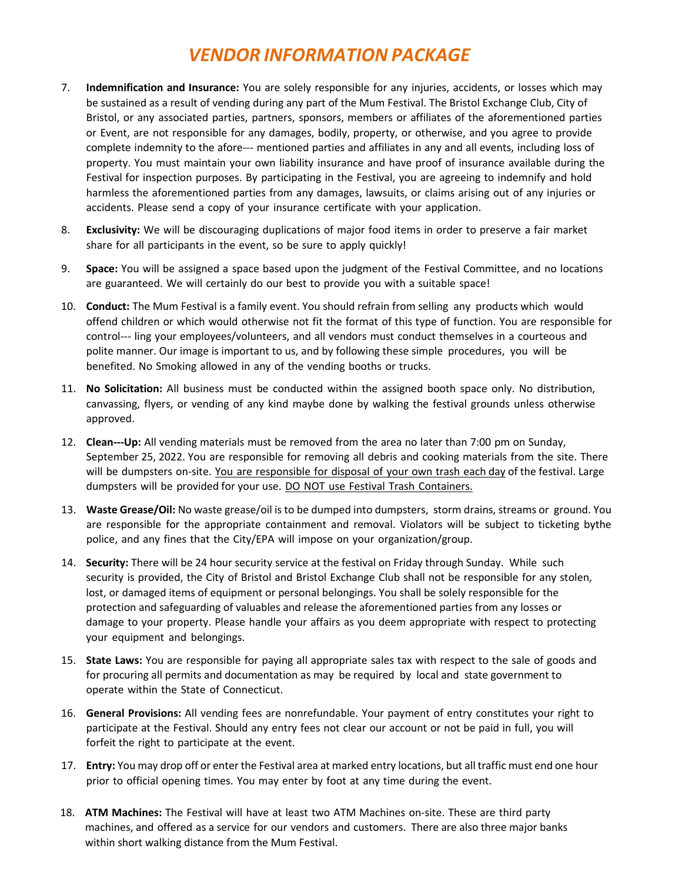# *VENDOR INFORMATION PACKAGE*

7. **Indemnification and Insurance:** You are solely responsible for any injuries, accidents, or losses which may be sustained as a result of vending during any part of the Mum Festival. The Bristol Exchange Club, City of Bristol, or any associated parties, partners, sponsors, members or affiliates of the aforementioned parties or Event, are not responsible for any damages, bodily, property, or otherwise, and you agree to provide complete indemnity to the afore--- mentioned parties and affiliates in any and all events, including loss of property. You must maintain your own liability insurance and have proof of insurance available during the Festival for inspection purposes. By participating in the Festival, you are agreeing to indemnify and hold harmless the aforementioned parties from any damages, lawsuits, or claims arising out of any injuries or accidents. Please send a copy of your insurance certificate with your application.

8. **Exclusivity:** We will be discouraging duplications of major food items in order to preserve a fair market share for all participants in the event, so be sure to apply quickly!

9. **Space:** You will be assigned a space based upon the judgment of the Festival Committee, and no locations are guaranteed. We will certainly do our best to provide you with a suitable space!

10. **Conduct:** The Mum Festival is a family event. You should refrain from selling any products which would offend children or which would otherwise not fit the format of this type of function. You are responsible for control--- ling your employees/volunteers, and all vendors must conduct themselves in a courteous and polite manner. Our image is important to us, and by following these simple procedures, you will be benefited. No Smoking allowed in any of the vending booths or trucks.

11. **No Solicitation:** All business must be conducted within the assigned booth space only. No distribution, canvassing, flyers, or vending of any kind maybe done by walking the festival grounds unless otherwise approved.

12. **Clean---Up:** All vending materials must be removed from the area no later than 7:00 pm on Sunday, September 25, 2022. You are responsible for removing all debris and cooking materials from the site. There will be dumpsters on-site. <u>You are responsible for disposal of your own trash each day</u> of the festival. Large dumpsters will be provided for your use. <u>DO NOT use Festival Trash Containers.</u>

13. **Waste Grease/Oil:** No waste grease/oil is to be dumped into dumpsters, storm drains, streams or ground. You are responsible for the appropriate containment and removal. Violators will be subject to ticketing bythe police, and any fines that the City/EPA will impose on your organization/group.

14. **Security:** There will be 24 hour security service at the festival on Friday through Sunday. While such security is provided, the City of Bristol and Bristol Exchange Club shall not be responsible for any stolen, lost, or damaged items of equipment or personal belongings. You shall be solely responsible for the protection and safeguarding of valuables and release the aforementioned parties from any losses or damage to your property. Please handle your affairs as you deem appropriate with respect to protecting your equipment and belongings.

15. **State Laws:** You are responsible for paying all appropriate sales tax with respect to the sale of goods and for procuring all permits and documentation as may be required by local and state government to operate within the State of Connecticut.

16. **General Provisions:** All vending fees are nonrefundable. Your payment of entry constitutes your right to participate at the Festival. Should any entry fees not clear our account or not be paid in full, you will forfeit the right to participate at the event.

17. **Entry:** You may drop off or enter the Festival area at marked entry locations, but all traffic must end one hour prior to official opening times. You may enter by foot at any time during the event.

18. **ATM Machines:** The Festival will have at least two ATM Machines on-site. These are third party machines, and offered as a service for our vendors and customers. There are also three major banks within short walking distance from the Mum Festival.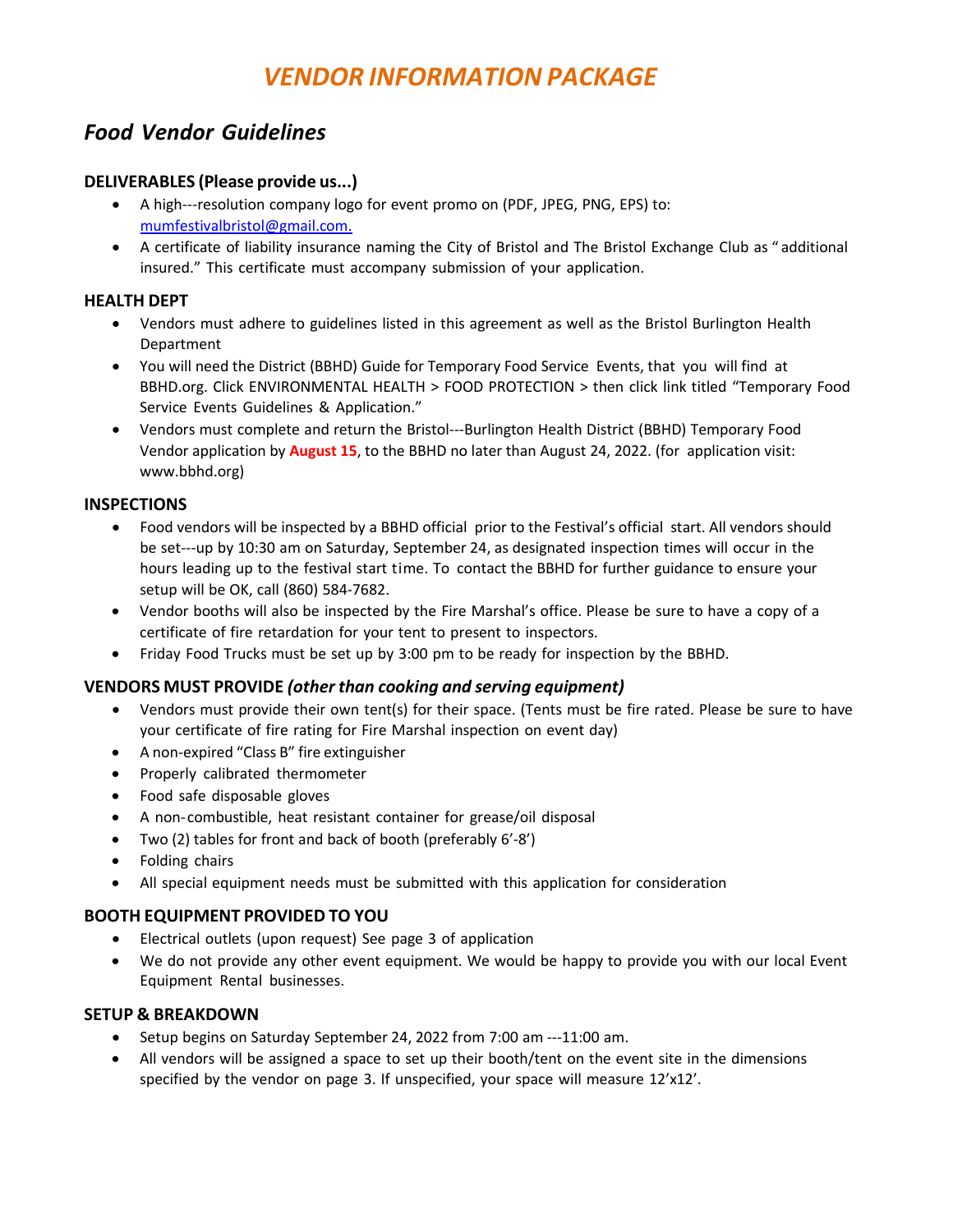# *VENDOR INFORMATION PACKAGE*

## *Food Vendor Guidelines*

### DELIVERABLES (Please provide us...)

- A high---resolution company logo for event promo on (PDF, JPEG, PNG, EPS) to: [mumfestivalbristol@gmail.com.](mailto:mumfestivalbristol@gmail.com)
- A certificate of liability insurance naming the City of Bristol and The Bristol Exchange Club as " additional insured." This certificate must accompany submission of your application.

### HEALTH DEPT

- Vendors must adhere to guidelines listed in this agreement as well as the Bristol Burlington Health Department
- You will need the District (BBHD) Guide for Temporary Food Service Events, that you will find at BBHD.org. Click ENVIRONMENTAL HEALTH > FOOD PROTECTION > then click link titled "Temporary Food Service Events Guidelines & Application."
- Vendors must complete and return the Bristol---Burlington Health District (BBHD) Temporary Food Vendor application by **August 15**, to the BBHD no later than August 24, 2022. (for application visit: www.bbhd.org)

### INSPECTIONS

- Food vendors will be inspected by a BBHD official prior to the Festival's official start. All vendors should be set---up by 10:30 am on Saturday, September 24, as designated inspection times will occur in the hours leading up to the festival start time. To contact the BBHD for further guidance to ensure your setup will be OK, call (860) 584-7682.
- Vendor booths will also be inspected by the Fire Marshal's office. Please be sure to have a copy of a certificate of fire retardation for your tent to present to inspectors.
- Friday Food Trucks must be set up by 3:00 pm to be ready for inspection by the BBHD.

### VENDORS MUST PROVIDE *(other than cooking and serving equipment)*

- Vendors must provide their own tent(s) for their space. (Tents must be fire rated. Please be sure to have your certificate of fire rating for Fire Marshal inspection on event day)
- A non-expired "Class B" fire extinguisher
- Properly calibrated thermometer
- Food safe disposable gloves
- A non-combustible, heat resistant container for grease/oil disposal
- Two (2) tables for front and back of booth (preferably 6'-8')
- Folding chairs
- All special equipment needs must be submitted with this application for consideration

### BOOTH EQUIPMENT PROVIDED TO YOU

- Electrical outlets (upon request) See page 3 of application
- We do not provide any other event equipment. We would be happy to provide you with our local Event Equipment Rental businesses.

### SETUP & BREAKDOWN

- Setup begins on Saturday September 24, 2022 from 7:00 am ---11:00 am.
- All vendors will be assigned a space to set up their booth/tent on the event site in the dimensions specified by the vendor on page 3. If unspecified, your space will measure 12'x12'.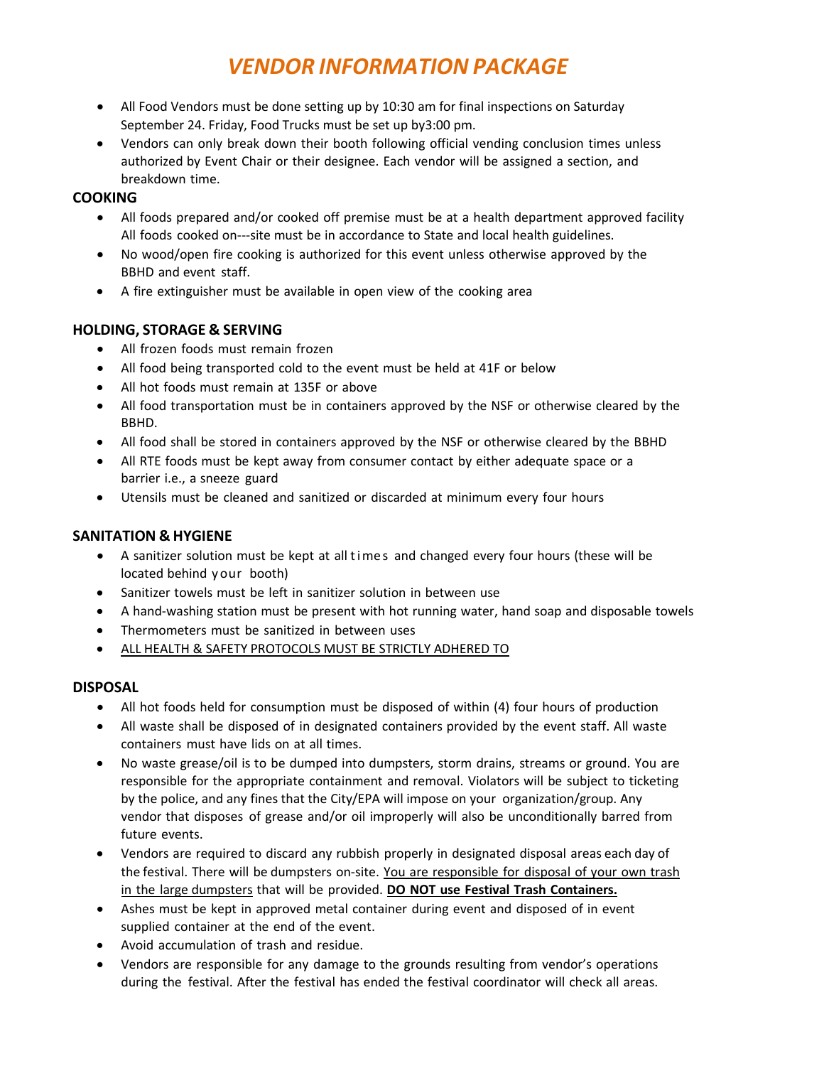# *VENDOR INFORMATION PACKAGE*

- All Food Vendors must be done setting up by 10:30 am for final inspections on Saturday September 24. Friday, Food Trucks must be set up by3:00 pm.
- Vendors can only break down their booth following official vending conclusion times unless authorized by Event Chair or their designee. Each vendor will be assigned a section, and breakdown time.

### COOKING

- All foods prepared and/or cooked off premise must be at a health department approved facility All foods cooked on---site must be in accordance to State and local health guidelines.
- No wood/open fire cooking is authorized for this event unless otherwise approved by the BBHD and event staff.
- A fire extinguisher must be available in open view of the cooking area

### HOLDING, STORAGE & SERVING

- All frozen foods must remain frozen
- All food being transported cold to the event must be held at 41F or below
- All hot foods must remain at 135F or above
- All food transportation must be in containers approved by the NSF or otherwise cleared by the BBHD.
- All food shall be stored in containers approved by the NSF or otherwise cleared by the BBHD
- All RTE foods must be kept away from consumer contact by either adequate space or a barrier i.e., a sneeze guard
- Utensils must be cleaned and sanitized or discarded at minimum every four hours

### SANITATION & HYGIENE

- A sanitizer solution must be kept at all times and changed every four hours (these will be located behind your booth)
- Sanitizer towels must be left in sanitizer solution in between use
- A hand-washing station must be present with hot running water, hand soap and disposable towels
- Thermometers must be sanitized in between uses
- <u>ALL HEALTH & SAFETY PROTOCOLS MUST BE STRICTLY ADHERED TO</u>

### DISPOSAL

- All hot foods held for consumption must be disposed of within (4) four hours of production
- All waste shall be disposed of in designated containers provided by the event staff. All waste containers must have lids on at all times.
- No waste grease/oil is to be dumped into dumpsters, storm drains, streams or ground. You are responsible for the appropriate containment and removal. Violators will be subject to ticketing by the police, and any fines that the City/EPA will impose on your organization/group. Any vendor that disposes of grease and/or oil improperly will also be unconditionally barred from future events.
- Vendors are required to discard any rubbish properly in designated disposal areas each day of the festival. There will be dumpsters on-site. <u>You are responsible for disposal of your own trash in the large dumpsters</u> that will be provided. **<u>DO NOT use Festival Trash Containers.</u>**
- Ashes must be kept in approved metal container during event and disposed of in event supplied container at the end of the event.
- Avoid accumulation of trash and residue.
- Vendors are responsible for any damage to the grounds resulting from vendor's operations during the festival. After the festival has ended the festival coordinator will check all areas.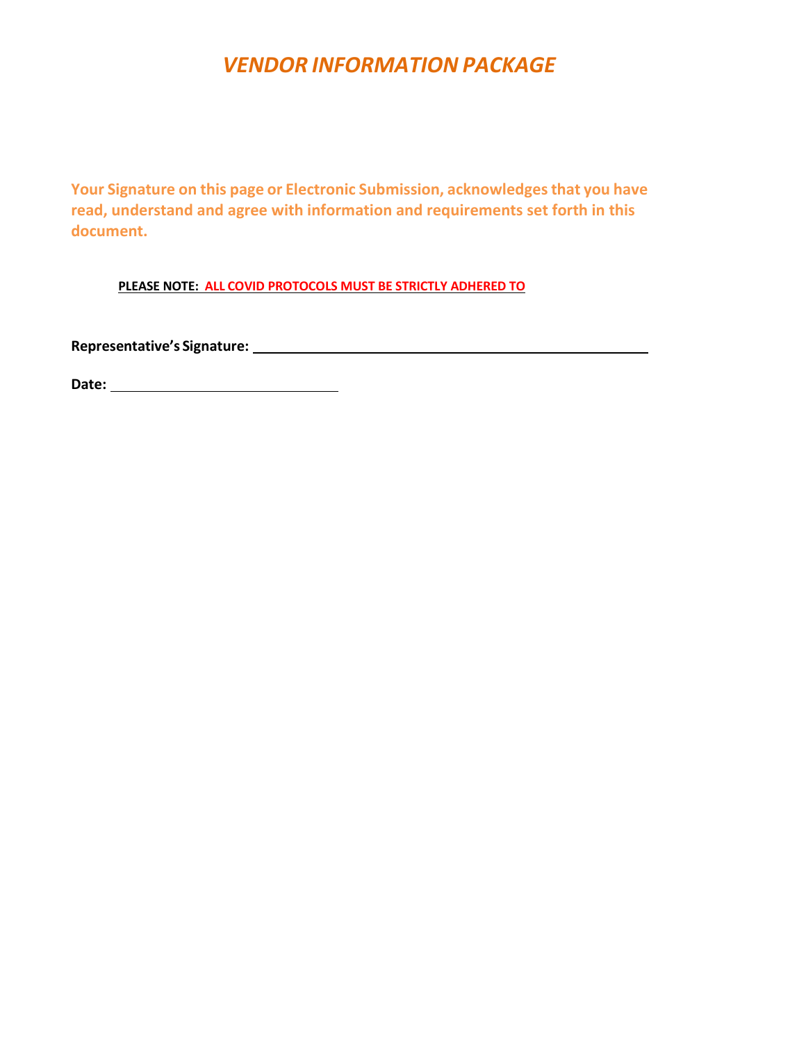# *VENDOR INFORMATION PACKAGE*

**Your Signature on this page or Electronic Submission, acknowledges that you have read, understand and agree with information and requirements set forth in this document.**

**PLEASE NOTE: ALL COVID PROTOCOLS MUST BE STRICTLY ADHERED TO**

**Representative's Signature:** ______________________________________________

**Date:** ____________________________